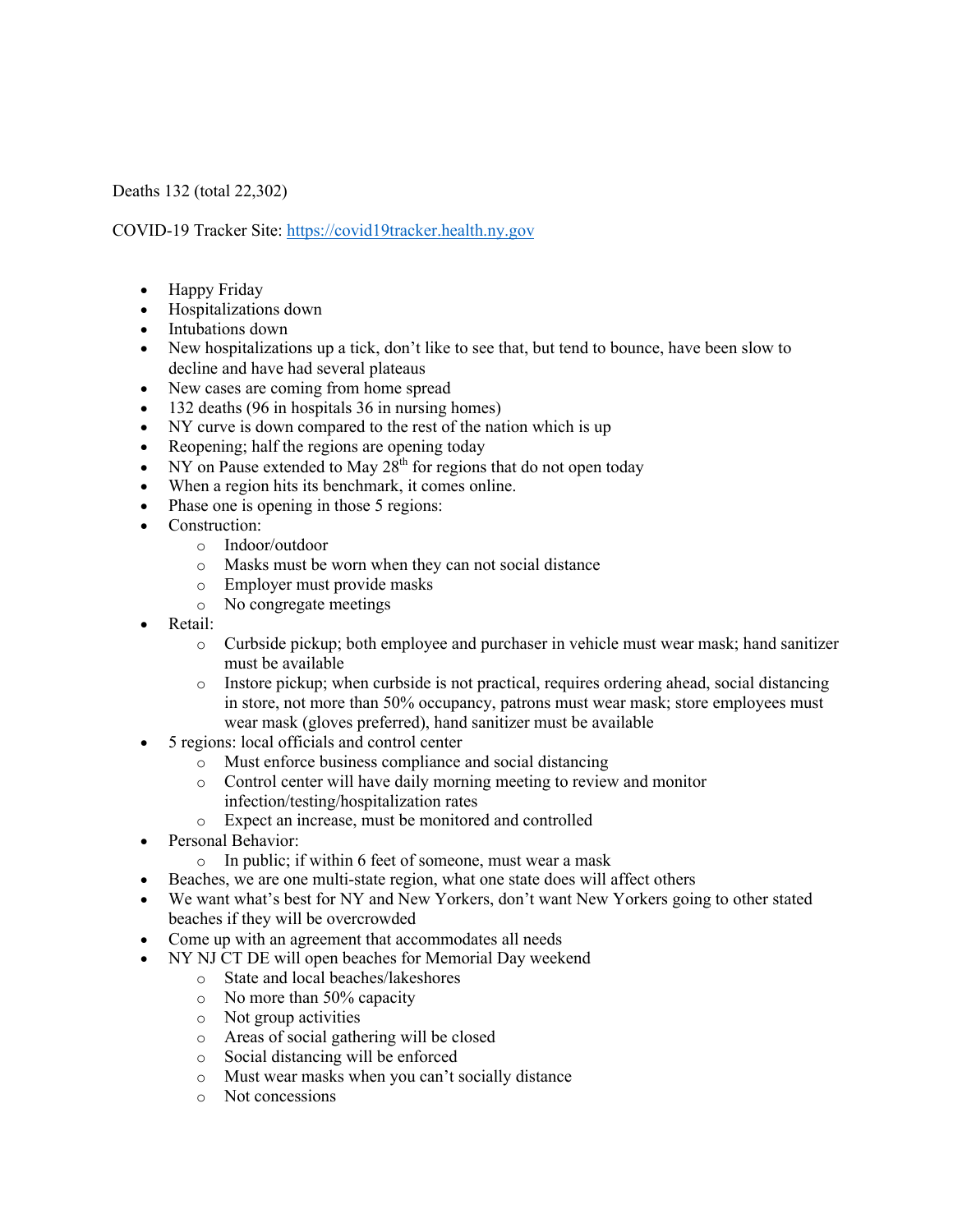Deaths 132 (total 22,302)

COVID-19 Tracker Site: https://covid19tracker.health.ny.gov

- Happy Friday
- Hospitalizations down
- Intubations down
- New hospitalizations up a tick, don't like to see that, but tend to bounce, have been slow to decline and have had several plateaus
- New cases are coming from home spread
- 132 deaths (96 in hospitals 36 in nursing homes)
- NY curve is down compared to the rest of the nation which is up
- Reopening; half the regions are opening today
- NY on Pause extended to May 28th for regions that do not open today
- When a region hits its benchmark, it comes online.
- Phase one is opening in those 5 regions:
- Construction:
  - Indoor/outdoor
  - Masks must be worn when they can not social distance
  - Employer must provide masks
  - No congregate meetings
- Retail:
  - Curbside pickup; both employee and purchaser in vehicle must wear mask; hand sanitizer must be available
  - Instore pickup; when curbside is not practical, requires ordering ahead, social distancing in store, not more than 50% occupancy, patrons must wear mask; store employees must wear mask (gloves preferred), hand sanitizer must be available
- 5 regions: local officials and control center
  - Must enforce business compliance and social distancing
  - Control center will have daily morning meeting to review and monitor infection/testing/hospitalization rates
  - Expect an increase, must be monitored and controlled
- Personal Behavior:
  - In public; if within 6 feet of someone, must wear a mask
- Beaches, we are one multi-state region, what one state does will affect others
- We want what's best for NY and New Yorkers, don't want New Yorkers going to other stated beaches if they will be overcrowded
- Come up with an agreement that accommodates all needs
- NY NJ CT DE will open beaches for Memorial Day weekend
  - State and local beaches/lakeshores
  - No more than 50% capacity
  - Not group activities
  - Areas of social gathering will be closed
  - Social distancing will be enforced
  - Must wear masks when you can't socially distance
  - Not concessions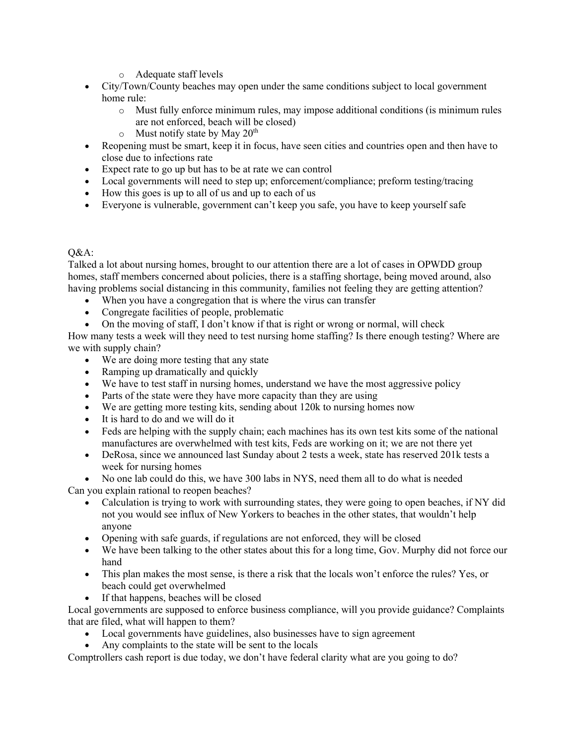- Adequate staff levels
- City/Town/County beaches may open under the same conditions subject to local government home rule:
  - Must fully enforce minimum rules, may impose additional conditions (is minimum rules are not enforced, beach will be closed)
  - Must notify state by May 20th
- Reopening must be smart, keep it in focus, have seen cities and countries open and then have to close due to infections rate
- Expect rate to go up but has to be at rate we can control
- Local governments will need to step up; enforcement/compliance; preform testing/tracing
- How this goes is up to all of us and up to each of us
- Everyone is vulnerable, government can't keep you safe, you have to keep yourself safe

Q&A:

Talked a lot about nursing homes, brought to our attention there are a lot of cases in OPWDD group homes, staff members concerned about policies, there is a staffing shortage, being moved around, also having problems social distancing in this community, families not feeling they are getting attention?

- When you have a congregation that is where the virus can transfer
- Congregate facilities of people, problematic
- On the moving of staff, I don't know if that is right or wrong or normal, will check

How many tests a week will they need to test nursing home staffing? Is there enough testing? Where are we with supply chain?

- We are doing more testing that any state
- Ramping up dramatically and quickly
- We have to test staff in nursing homes, understand we have the most aggressive policy
- Parts of the state were they have more capacity than they are using
- We are getting more testing kits, sending about 120k to nursing homes now
- It is hard to do and we will do it
- Feds are helping with the supply chain; each machines has its own test kits some of the national manufactures are overwhelmed with test kits, Feds are working on it; we are not there yet
- DeRosa, since we announced last Sunday about 2 tests a week, state has reserved 201k tests a week for nursing homes
- No one lab could do this, we have 300 labs in NYS, need them all to do what is needed

Can you explain rational to reopen beaches?

- Calculation is trying to work with surrounding states, they were going to open beaches, if NY did not you would see influx of New Yorkers to beaches in the other states, that wouldn't help anyone
- Opening with safe guards, if regulations are not enforced, they will be closed
- We have been talking to the other states about this for a long time, Gov. Murphy did not force our hand
- This plan makes the most sense, is there a risk that the locals won't enforce the rules? Yes, or beach could get overwhelmed
- If that happens, beaches will be closed

Local governments are supposed to enforce business compliance, will you provide guidance? Complaints that are filed, what will happen to them?

- Local governments have guidelines, also businesses have to sign agreement
- Any complaints to the state will be sent to the locals

Comptrollers cash report is due today, we don't have federal clarity what are you going to do?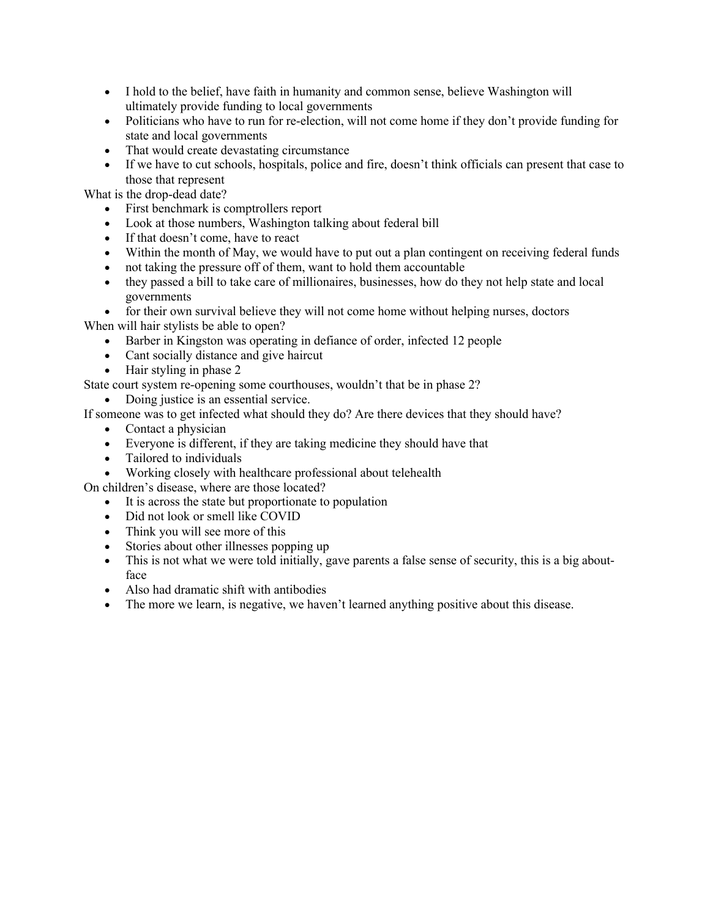- I hold to the belief, have faith in humanity and common sense, believe Washington will ultimately provide funding to local governments
- Politicians who have to run for re-election, will not come home if they don't provide funding for state and local governments
- That would create devastating circumstance
- If we have to cut schools, hospitals, police and fire, doesn't think officials can present that case to those that represent

What is the drop-dead date?

- First benchmark is comptrollers report
- Look at those numbers, Washington talking about federal bill
- If that doesn't come, have to react
- Within the month of May, we would have to put out a plan contingent on receiving federal funds
- not taking the pressure off of them, want to hold them accountable
- they passed a bill to take care of millionaires, businesses, how do they not help state and local governments
- for their own survival believe they will not come home without helping nurses, doctors

When will hair stylists be able to open?

- Barber in Kingston was operating in defiance of order, infected 12 people
- Cant socially distance and give haircut
- Hair styling in phase 2

State court system re-opening some courthouses, wouldn't that be in phase 2?

- Doing justice is an essential service.

If someone was to get infected what should they do? Are there devices that they should have?

- Contact a physician
- Everyone is different, if they are taking medicine they should have that
- Tailored to individuals
- Working closely with healthcare professional about telehealth

On children's disease, where are those located?

- It is across the state but proportionate to population
- Did not look or smell like COVID
- Think you will see more of this
- Stories about other illnesses popping up
- This is not what we were told initially, gave parents a false sense of security, this is a big about-face
- Also had dramatic shift with antibodies
- The more we learn, is negative, we haven't learned anything positive about this disease.